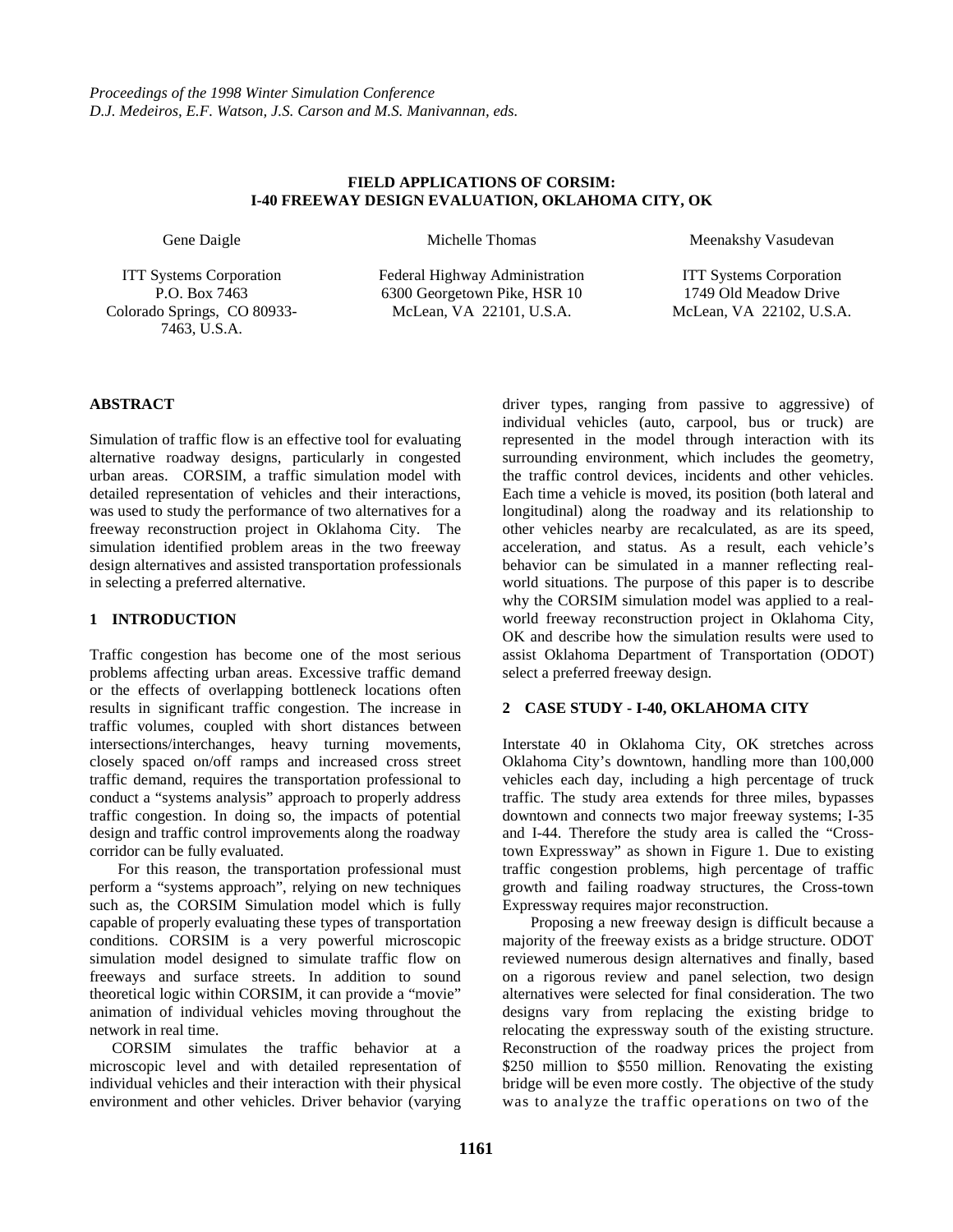# FIELD APPLICATIONS OF CORSIM: I-40 FREEWAY DESIGN EVALUATION, OKLAHOMA CITY, OK

Gene Daigle

ITT Systems Corporation
P.O. Box 7463
Colorado Springs, CO 80933-7463, U.S.A.

Michelle Thomas

Federal Highway Administration
6300 Georgetown Pike, HSR 10
McLean, VA 22101, U.S.A.

Meenakshy Vasudevan

ITT Systems Corporation
1749 Old Meadow Drive
McLean, VA 22102, U.S.A.

## ABSTRACT

Simulation of traffic flow is an effective tool for evaluating alternative roadway designs, particularly in congested urban areas. CORSIM, a traffic simulation model with detailed representation of vehicles and their interactions, was used to study the performance of two alternatives for a freeway reconstruction project in Oklahoma City. The simulation identified problem areas in the two freeway design alternatives and assisted transportation professionals in selecting a preferred alternative.

## 1 INTRODUCTION

Traffic congestion has become one of the most serious problems affecting urban areas. Excessive traffic demand or the effects of overlapping bottleneck locations often results in significant traffic congestion. The increase in traffic volumes, coupled with short distances between intersections/interchanges, heavy turning movements, closely spaced on/off ramps and increased cross street traffic demand, requires the transportation professional to conduct a "systems analysis" approach to properly address traffic congestion. In doing so, the impacts of potential design and traffic control improvements along the roadway corridor can be fully evaluated.

For this reason, the transportation professional must perform a "systems approach", relying on new techniques such as, the CORSIM Simulation model which is fully capable of properly evaluating these types of transportation conditions. CORSIM is a very powerful microscopic simulation model designed to simulate traffic flow on freeways and surface streets. In addition to sound theoretical logic within CORSIM, it can provide a "movie" animation of individual vehicles moving throughout the network in real time.

CORSIM simulates the traffic behavior at a microscopic level and with detailed representation of individual vehicles and their interaction with their physical environment and other vehicles. Driver behavior (varying driver types, ranging from passive to aggressive) of individual vehicles (auto, carpool, bus or truck) are represented in the model through interaction with its surrounding environment, which includes the geometry, the traffic control devices, incidents and other vehicles. Each time a vehicle is moved, its position (both lateral and longitudinal) along the roadway and its relationship to other vehicles nearby are recalculated, as are its speed, acceleration, and status. As a result, each vehicle's behavior can be simulated in a manner reflecting real-world situations. The purpose of this paper is to describe why the CORSIM simulation model was applied to a real-world freeway reconstruction project in Oklahoma City, OK and describe how the simulation results were used to assist Oklahoma Department of Transportation (ODOT) select a preferred freeway design.

## 2 CASE STUDY - I-40, OKLAHOMA CITY

Interstate 40 in Oklahoma City, OK stretches across Oklahoma City's downtown, handling more than 100,000 vehicles each day, including a high percentage of truck traffic. The study area extends for three miles, bypasses downtown and connects two major freeway systems; I-35 and I-44. Therefore the study area is called the "Cross-town Expressway" as shown in Figure 1. Due to existing traffic congestion problems, high percentage of traffic growth and failing roadway structures, the Cross-town Expressway requires major reconstruction.

Proposing a new freeway design is difficult because a majority of the freeway exists as a bridge structure. ODOT reviewed numerous design alternatives and finally, based on a rigorous review and panel selection, two design alternatives were selected for final consideration. The two designs vary from replacing the existing bridge to relocating the expressway south of the existing structure. Reconstruction of the roadway prices the project from \$250 million to \$550 million. Renovating the existing bridge will be even more costly. The objective of the study was to analyze the traffic operations on two of the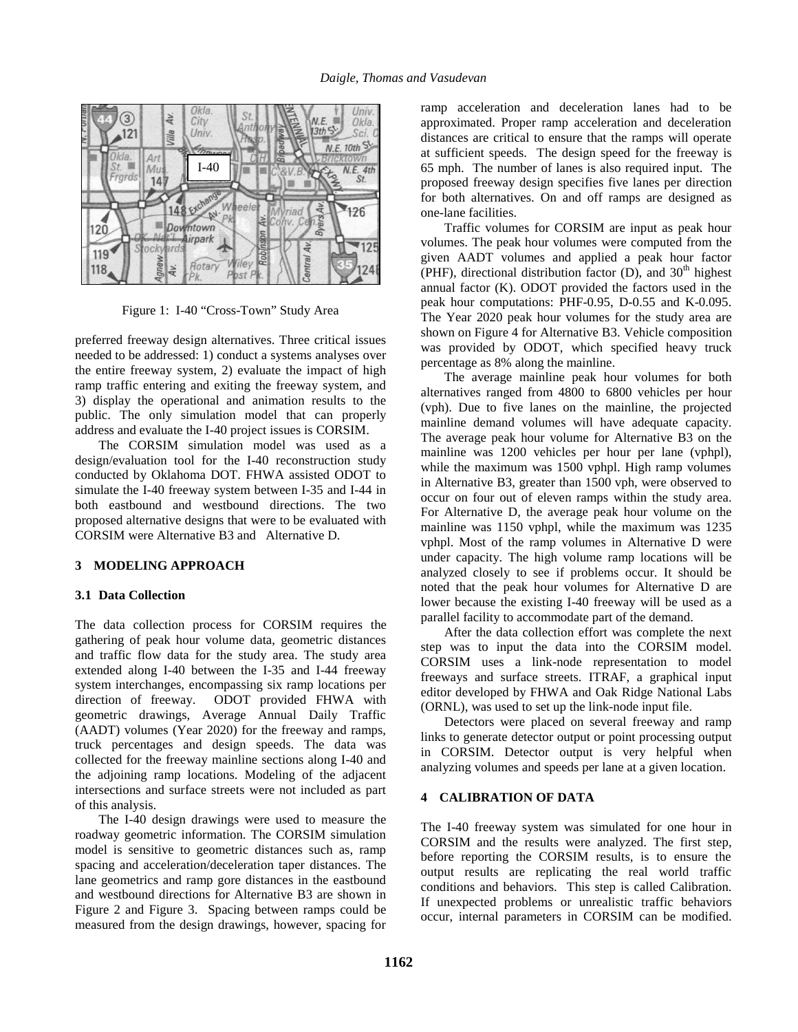Figure 1: I-40 "Cross-Town" Study Area

preferred freeway design alternatives. Three critical issues needed to be addressed: 1) conduct a systems analyses over the entire freeway system, 2) evaluate the impact of high ramp traffic entering and exiting the freeway system, and 3) display the operational and animation results to the public. The only simulation model that can properly address and evaluate the I-40 project issues is CORSIM.

The CORSIM simulation model was used as a design/evaluation tool for the I-40 reconstruction study conducted by Oklahoma DOT. FHWA assisted ODOT to simulate the I-40 freeway system between I-35 and I-44 in both eastbound and westbound directions. The two proposed alternative designs that were to be evaluated with CORSIM were Alternative B3 and Alternative D.

## 3 MODELING APPROACH

### 3.1 Data Collection

The data collection process for CORSIM requires the gathering of peak hour volume data, geometric distances and traffic flow data for the study area. The study area extended along I-40 between the I-35 and I-44 freeway system interchanges, encompassing six ramp locations per direction of freeway. ODOT provided FHWA with geometric drawings, Average Annual Daily Traffic (AADT) volumes (Year 2020) for the freeway and ramps, truck percentages and design speeds. The data was collected for the freeway mainline sections along I-40 and the adjoining ramp locations. Modeling of the adjacent intersections and surface streets were not included as part of this analysis.

The I-40 design drawings were used to measure the roadway geometric information. The CORSIM simulation model is sensitive to geometric distances such as, ramp spacing and acceleration/deceleration taper distances. The lane geometrics and ramp gore distances in the eastbound and westbound directions for Alternative B3 are shown in Figure 2 and Figure 3. Spacing between ramps could be measured from the design drawings, however, spacing for ramp acceleration and deceleration lanes had to be approximated. Proper ramp acceleration and deceleration distances are critical to ensure that the ramps will operate at sufficient speeds. The design speed for the freeway is 65 mph. The number of lanes is also required input. The proposed freeway design specifies five lanes per direction for both alternatives. On and off ramps are designed as one-lane facilities.

Traffic volumes for CORSIM are input as peak hour volumes. The peak hour volumes were computed from the given AADT volumes and applied a peak hour factor (PHF), directional distribution factor (D), and 30$^{th}$ highest annual factor (K). ODOT provided the factors used in the peak hour computations: PHF-0.95, D-0.55 and K-0.095. The Year 2020 peak hour volumes for the study area are shown on Figure 4 for Alternative B3. Vehicle composition was provided by ODOT, which specified heavy truck percentage as 8% along the mainline.

The average mainline peak hour volumes for both alternatives ranged from 4800 to 6800 vehicles per hour (vph). Due to five lanes on the mainline, the projected mainline demand volumes will have adequate capacity. The average peak hour volume for Alternative B3 on the mainline was 1200 vehicles per hour per lane (vphpl), while the maximum was 1500 vphpl. High ramp volumes in Alternative B3, greater than 1500 vph, were observed to occur on four out of eleven ramps within the study area. For Alternative D, the average peak hour volume on the mainline was 1150 vphpl, while the maximum was 1235 vphpl. Most of the ramp volumes in Alternative D were under capacity. The high volume ramp locations will be analyzed closely to see if problems occur. It should be noted that the peak hour volumes for Alternative D are lower because the existing I-40 freeway will be used as a parallel facility to accommodate part of the demand.

After the data collection effort was complete the next step was to input the data into the CORSIM model. CORSIM uses a link-node representation to model freeways and surface streets. ITRAF, a graphical input editor developed by FHWA and Oak Ridge National Labs (ORNL), was used to set up the link-node input file.

Detectors were placed on several freeway and ramp links to generate detector output or point processing output in CORSIM. Detector output is very helpful when analyzing volumes and speeds per lane at a given location.

## 4 CALIBRATION OF DATA

The I-40 freeway system was simulated for one hour in CORSIM and the results were analyzed. The first step, before reporting the CORSIM results, is to ensure the output results are replicating the real world traffic conditions and behaviors. This step is called Calibration. If unexpected problems or unrealistic traffic behaviors occur, internal parameters in CORSIM can be modified.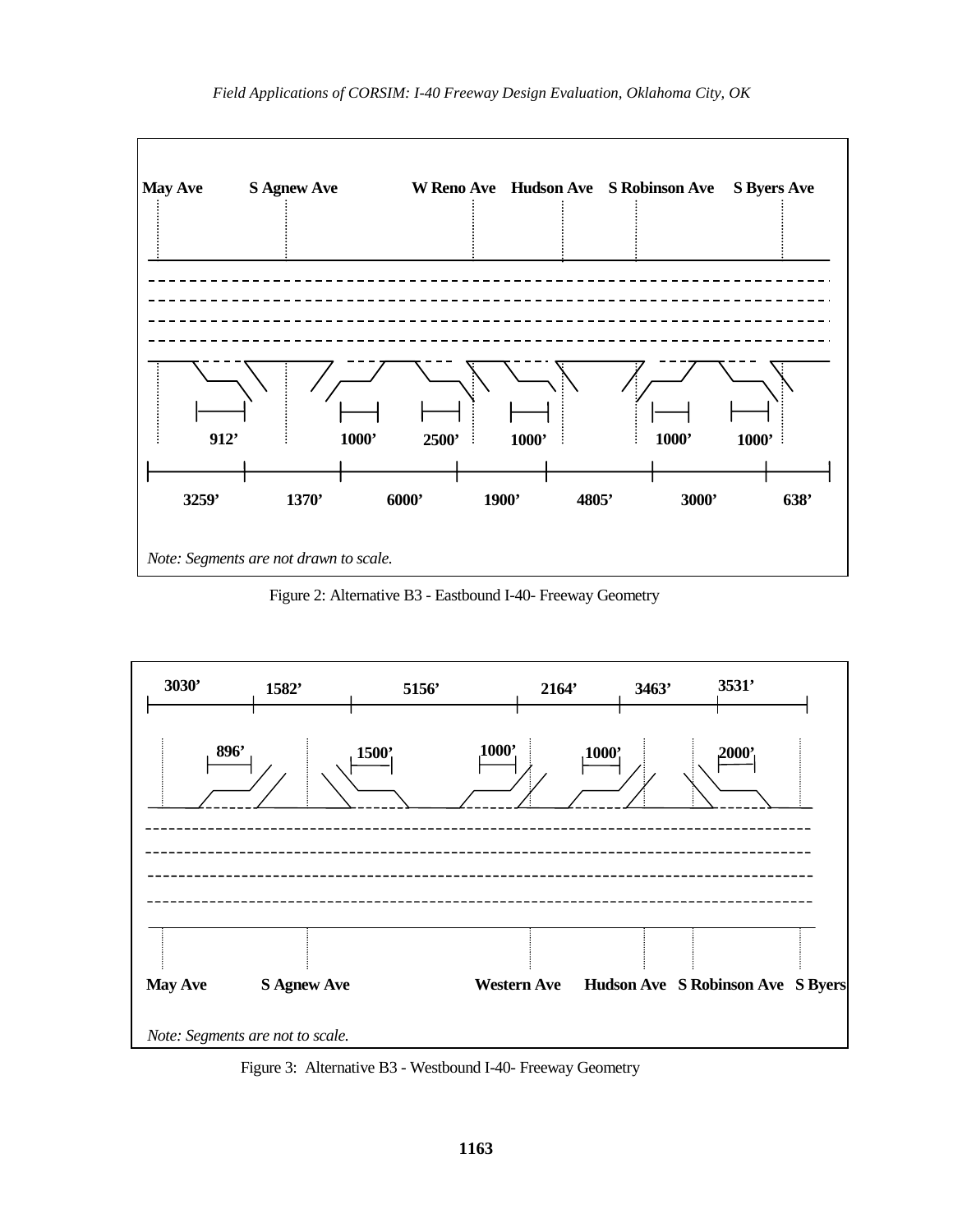May Ave S Agnew Ave W Reno Ave Hudson Ave S Robinson Ave S Byers Ave

912’ 1000’ 2500’ 1000’ 1000’ 1000’

3259’ 1370’ 6000’ 1900’ 4805’ 3000’ 638’

*Note: Segments are not drawn to scale.*

Figure 2: Alternative B3 - Eastbound I-40- Freeway Geometry

3030’ 1582’ 5156’ 2164’ 3463’ 3531’

896’ 1500’ 1000’ 1000’ 2000’

May Ave S Agnew Ave Western Ave Hudson Ave S Robinson Ave S Byers

*Note: Segments are not to scale.*

Figure 3: Alternative B3 - Westbound I-40- Freeway Geometry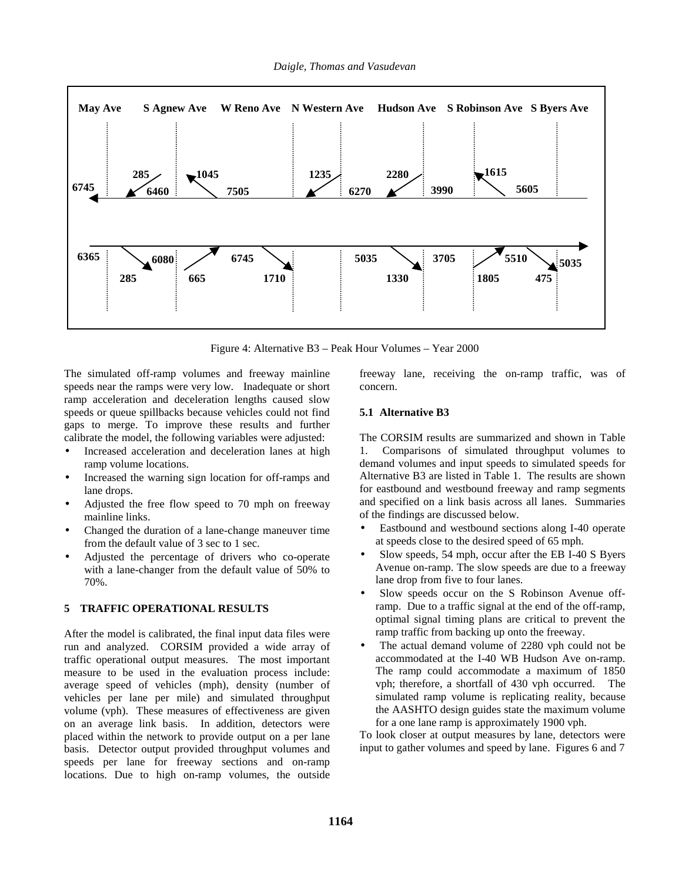May Ave | S Agnew Ave | W Reno Ave | N Western Ave | Hudson Ave | S Robinson Ave | S Byers Ave

6745 | 285 | 6460 | 1045 | 7505 | 1235 | 6270 | 2280 | 3990 | 1615 | 5605

6365 | 6080 | 285 | 665 | 6745 | 1710 | 5035 | 1330 | 3705 | 1805 | 5510 | 475 | 5035

Figure 4: Alternative B3 – Peak Hour Volumes – Year 2000

The simulated off-ramp volumes and freeway mainline speeds near the ramps were very low. Inadequate or short ramp acceleration and deceleration lengths caused slow speeds or queue spillbacks because vehicles could not find gaps to merge. To improve these results and further calibrate the model, the following variables were adjusted:

- Increased acceleration and deceleration lanes at high ramp volume locations.
- Increased the warning sign location for off-ramps and lane drops.
- Adjusted the free flow speed to 70 mph on freeway mainline links.
- Changed the duration of a lane-change maneuver time from the default value of 3 sec to 1 sec.
- Adjusted the percentage of drivers who co-operate with a lane-changer from the default value of 50% to 70%.

## 5 TRAFFIC OPERATIONAL RESULTS

After the model is calibrated, the final input data files were run and analyzed. CORSIM provided a wide array of traffic operational output measures. The most important measure to be used in the evaluation process include: average speed of vehicles (mph), density (number of vehicles per lane per mile) and simulated throughput volume (vph). These measures of effectiveness are given on an average link basis. In addition, detectors were placed within the network to provide output on a per lane basis. Detector output provided throughput volumes and speeds per lane for freeway sections and on-ramp locations. Due to high on-ramp volumes, the outside freeway lane, receiving the on-ramp traffic, was of concern.

### 5.1 Alternative B3

The CORSIM results are summarized and shown in Table 1. Comparisons of simulated throughput volumes to demand volumes and input speeds to simulated speeds for Alternative B3 are listed in Table 1. The results are shown for eastbound and westbound freeway and ramp segments and specified on a link basis across all lanes. Summaries of the findings are discussed below.

- Eastbound and westbound sections along I-40 operate at speeds close to the desired speed of 65 mph.
- Slow speeds, 54 mph, occur after the EB I-40 S Byers Avenue on-ramp. The slow speeds are due to a freeway lane drop from five to four lanes.
- Slow speeds occur on the S Robinson Avenue off-ramp. Due to a traffic signal at the end of the off-ramp, optimal signal timing plans are critical to prevent the ramp traffic from backing up onto the freeway.
- The actual demand volume of 2280 vph could not be accommodated at the I-40 WB Hudson Ave on-ramp. The ramp could accommodate a maximum of 1850 vph; therefore, a shortfall of 430 vph occurred. The simulated ramp volume is replicating reality, because the AASHTO design guides state the maximum volume for a one lane ramp is approximately 1900 vph.

To look closer at output measures by lane, detectors were input to gather volumes and speed by lane. Figures 6 and 7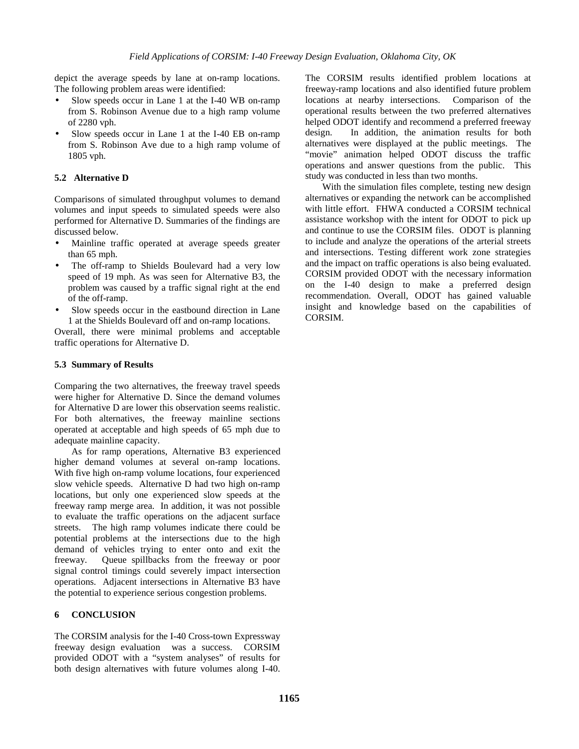depict the average speeds by lane at on-ramp locations. The following problem areas were identified:

- Slow speeds occur in Lane 1 at the I-40 WB on-ramp from S. Robinson Avenue due to a high ramp volume of 2280 vph.
- Slow speeds occur in Lane 1 at the I-40 EB on-ramp from S. Robinson Ave due to a high ramp volume of 1805 vph.

### 5.2 Alternative D

Comparisons of simulated throughput volumes to demand volumes and input speeds to simulated speeds were also performed for Alternative D. Summaries of the findings are discussed below.

- Mainline traffic operated at average speeds greater than 65 mph.
- The off-ramp to Shields Boulevard had a very low speed of 19 mph. As was seen for Alternative B3, the problem was caused by a traffic signal right at the end of the off-ramp.
- Slow speeds occur in the eastbound direction in Lane 1 at the Shields Boulevard off and on-ramp locations.

Overall, there were minimal problems and acceptable traffic operations for Alternative D.

### 5.3 Summary of Results

Comparing the two alternatives, the freeway travel speeds were higher for Alternative D. Since the demand volumes for Alternative D are lower this observation seems realistic. For both alternatives, the freeway mainline sections operated at acceptable and high speeds of 65 mph due to adequate mainline capacity.

As for ramp operations, Alternative B3 experienced higher demand volumes at several on-ramp locations. With five high on-ramp volume locations, four experienced slow vehicle speeds. Alternative D had two high on-ramp locations, but only one experienced slow speeds at the freeway ramp merge area. In addition, it was not possible to evaluate the traffic operations on the adjacent surface streets. The high ramp volumes indicate there could be potential problems at the intersections due to the high demand of vehicles trying to enter onto and exit the freeway. Queue spillbacks from the freeway or poor signal control timings could severely impact intersection operations. Adjacent intersections in Alternative B3 have the potential to experience serious congestion problems.

## 6 CONCLUSION

The CORSIM analysis for the I-40 Cross-town Expressway freeway design evaluation was a success. CORSIM provided ODOT with a "system analyses" of results for both design alternatives with future volumes along I-40. The CORSIM results identified problem locations at freeway-ramp locations and also identified future problem locations at nearby intersections. Comparison of the operational results between the two preferred alternatives helped ODOT identify and recommend a preferred freeway design. In addition, the animation results for both alternatives were displayed at the public meetings. The "movie" animation helped ODOT discuss the traffic operations and answer questions from the public. This study was conducted in less than two months.

With the simulation files complete, testing new design alternatives or expanding the network can be accomplished with little effort. FHWA conducted a CORSIM technical assistance workshop with the intent for ODOT to pick up and continue to use the CORSIM files. ODOT is planning to include and analyze the operations of the arterial streets and intersections. Testing different work zone strategies and the impact on traffic operations is also being evaluated. CORSIM provided ODOT with the necessary information on the I-40 design to make a preferred design recommendation. Overall, ODOT has gained valuable insight and knowledge based on the capabilities of CORSIM.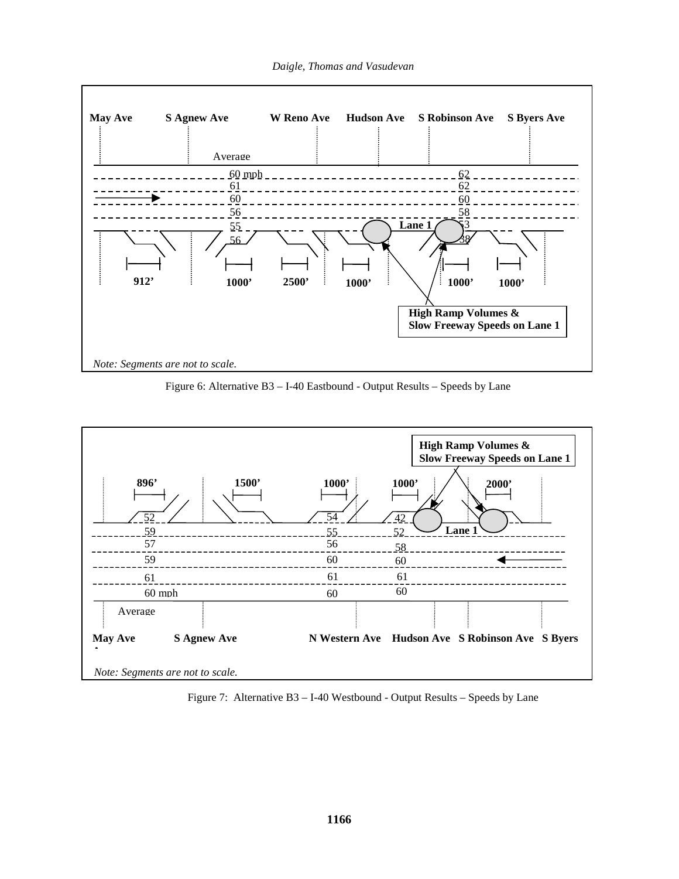May Ave | S Agnew Ave | W Reno Ave | Hudson Ave | S Robinson Ave | S Byers Ave

Average

60 mph, 61, 60, 56, 55, 56

62, 62, 60, 58, 53, 38

Lane 1

912' | 1000' | 2500' | 1000' | 1000' | 1000'

**High Ramp Volumes & Slow Freeway Speeds on Lane 1**

*Note: Segments are not to scale.*

Figure 6: Alternative B3 – I-40 Eastbound - Output Results – Speeds by Lane

**High Ramp Volumes & Slow Freeway Speeds on Lane 1**

896' | 1500' | 1000' | 1000' | 2000'

52, 59, 57, 59, 61, 60 mph

54, 55, 56, 60, 61, 60

42, 52, 58, 60, 61, 60

Lane 1

Average

May Ave | S Agnew Ave | N Western Ave | Hudson Ave | S Robinson Ave | S Byers

*Note: Segments are not to scale.*

Figure 7: Alternative B3 – I-40 Westbound - Output Results – Speeds by Lane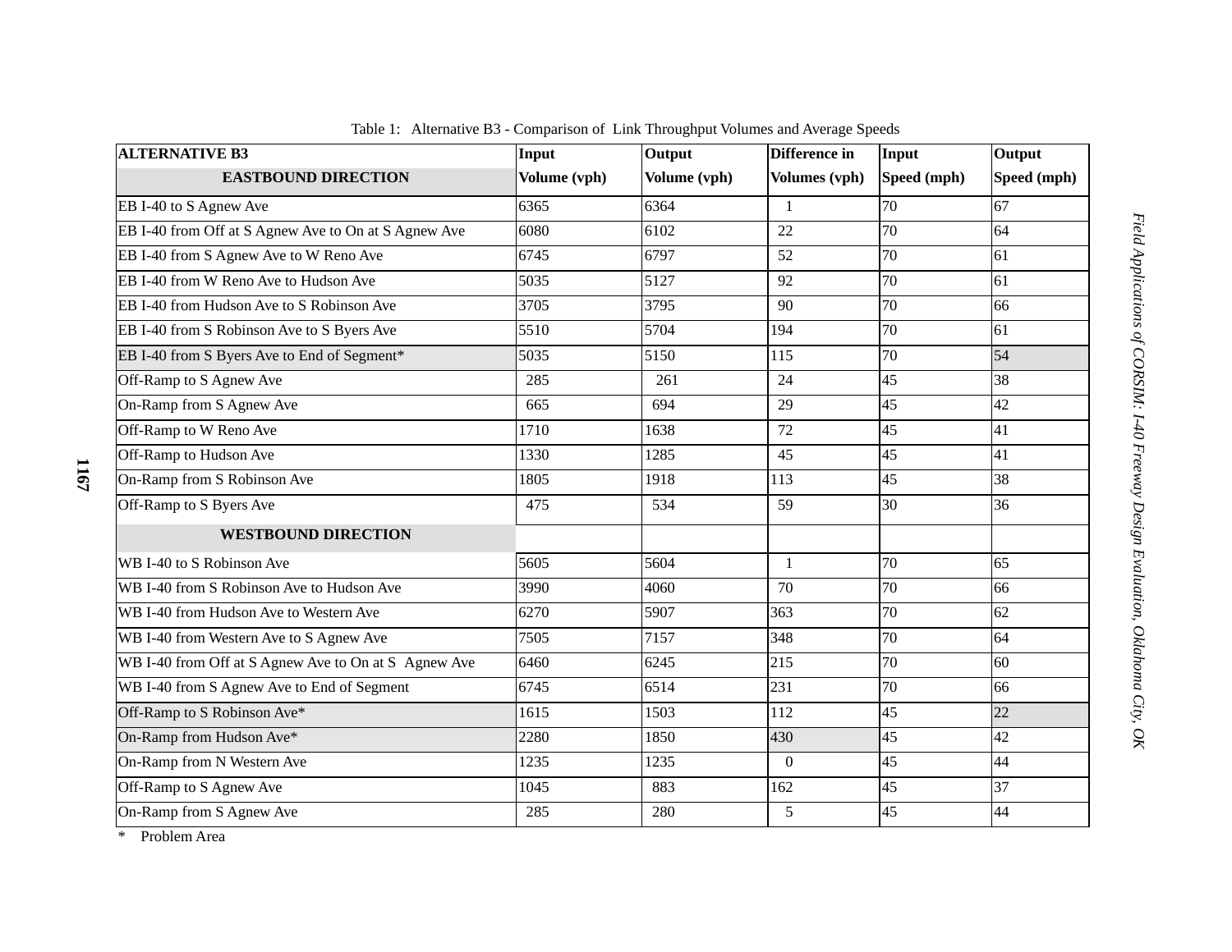Table 1: Alternative B3 - Comparison of Link Throughput Volumes and Average Speeds

| ALTERNATIVE B3 | Input | Output | Difference in | Input | Output |
|---|---|---|---|---|---|
| **EASTBOUND DIRECTION** | **Volume (vph)** | **Volume (vph)** | **Volumes (vph)** | **Speed (mph)** | **Speed (mph)** |
| EB I-40 to S Agnew Ave | 6365 | 6364 | 1 | 70 | 67 |
| EB I-40 from Off at S Agnew Ave to On at S Agnew Ave | 6080 | 6102 | 22 | 70 | 64 |
| EB I-40 from S Agnew Ave to W Reno Ave | 6745 | 6797 | 52 | 70 | 61 |
| EB I-40 from W Reno Ave to Hudson Ave | 5035 | 5127 | 92 | 70 | 61 |
| EB I-40 from Hudson Ave to S Robinson Ave | 3705 | 3795 | 90 | 70 | 66 |
| EB I-40 from S Robinson Ave to S Byers Ave | 5510 | 5704 | 194 | 70 | 61 |
| EB I-40 from S Byers Ave to End of Segment* | 5035 | 5150 | 115 | 70 | 54 |
| Off-Ramp to S Agnew Ave | 285 | 261 | 24 | 45 | 38 |
| On-Ramp from S Agnew Ave | 665 | 694 | 29 | 45 | 42 |
| Off-Ramp to W Reno Ave | 1710 | 1638 | 72 | 45 | 41 |
| Off-Ramp to Hudson Ave | 1330 | 1285 | 45 | 45 | 41 |
| On-Ramp from S Robinson Ave | 1805 | 1918 | 113 | 45 | 38 |
| Off-Ramp to S Byers Ave | 475 | 534 | 59 | 30 | 36 |
| **WESTBOUND DIRECTION** | | | | | |
| WB I-40 to S Robinson Ave | 5605 | 5604 | 1 | 70 | 65 |
| WB I-40 from S Robinson Ave to Hudson Ave | 3990 | 4060 | 70 | 70 | 66 |
| WB I-40 from Hudson Ave to Western Ave | 6270 | 5907 | 363 | 70 | 62 |
| WB I-40 from Western Ave to S Agnew Ave | 7505 | 7157 | 348 | 70 | 64 |
| WB I-40 from Off at S Agnew Ave to On at S Agnew Ave | 6460 | 6245 | 215 | 70 | 60 |
| WB I-40 from S Agnew Ave to End of Segment | 6745 | 6514 | 231 | 70 | 66 |
| Off-Ramp to S Robinson Ave* | 1615 | 1503 | 112 | 45 | 22 |
| On-Ramp from Hudson Ave* | 2280 | 1850 | 430 | 45 | 42 |
| On-Ramp from N Western Ave | 1235 | 1235 | 0 | 45 | 44 |
| Off-Ramp to S Agnew Ave | 1045 | 883 | 162 | 45 | 37 |
| On-Ramp from S Agnew Ave | 285 | 280 | 5 | 45 | 44 |

\* Problem Area